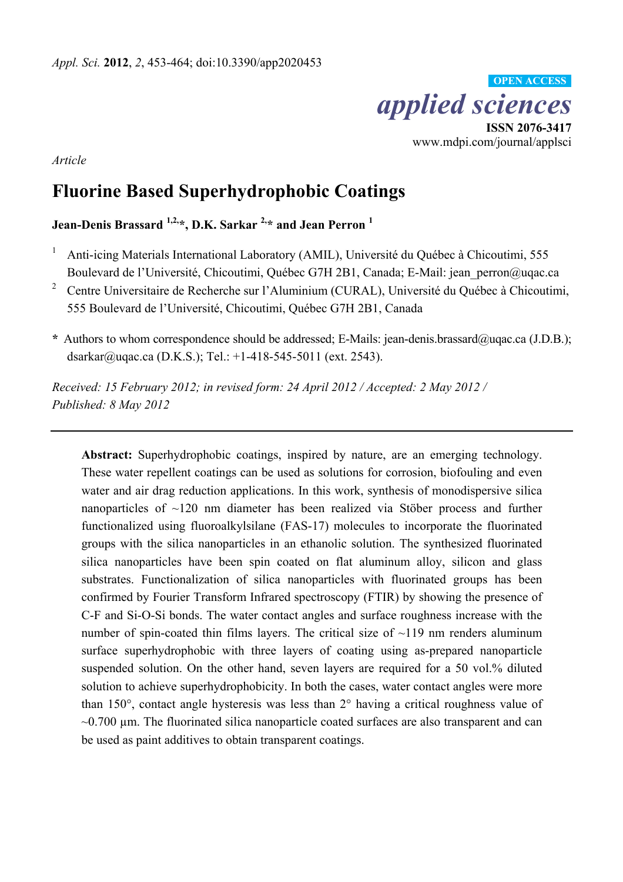*Article*

# Fluorine Based Superhydrophobic Coatings

**Jean-Denis Brassard [1,2,*], D.K. Sarkar [2,*] and Jean Perron [1]**

[1] Anti-icing Materials International Laboratory (AMIL), Université du Québec à Chicoutimi, 555 Boulevard de l'Université, Chicoutimi, Québec G7H 2B1, Canada; E-Mail: jean_perron@uqac.ca

[2] Centre Universitaire de Recherche sur l'Aluminium (CURAL), Université du Québec à Chicoutimi, 555 Boulevard de l'Université, Chicoutimi, Québec G7H 2B1, Canada

**\*** Authors to whom correspondence should be addressed; E-Mails: jean-denis.brassard@uqac.ca (J.D.B.); dsarkar@uqac.ca (D.K.S.); Tel.: +1-418-545-5011 (ext. 2543).

*Received: 15 February 2012; in revised form: 24 April 2012 / Accepted: 2 May 2012 / Published: 8 May 2012*

---

**Abstract:** Superhydrophobic coatings, inspired by nature, are an emerging technology. These water repellent coatings can be used as solutions for corrosion, biofouling and even water and air drag reduction applications. In this work, synthesis of monodispersive silica nanoparticles of ~120 nm diameter has been realized via Stöber process and further functionalized using fluoroalkylsilane (FAS-17) molecules to incorporate the fluorinated groups with the silica nanoparticles in an ethanolic solution. The synthesized fluorinated silica nanoparticles have been spin coated on flat aluminum alloy, silicon and glass substrates. Functionalization of silica nanoparticles with fluorinated groups has been confirmed by Fourier Transform Infrared spectroscopy (FTIR) by showing the presence of C-F and Si-O-Si bonds. The water contact angles and surface roughness increase with the number of spin-coated thin films layers. The critical size of ~119 nm renders aluminum surface superhydrophobic with three layers of coating using as-prepared nanoparticle suspended solution. On the other hand, seven layers are required for a 50 vol.% diluted solution to achieve superhydrophobicity. In both the cases, water contact angles were more than 150°, contact angle hysteresis was less than 2° having a critical roughness value of ~0.700 µm. The fluorinated silica nanoparticle coated surfaces are also transparent and can be used as paint additives to obtain transparent coatings.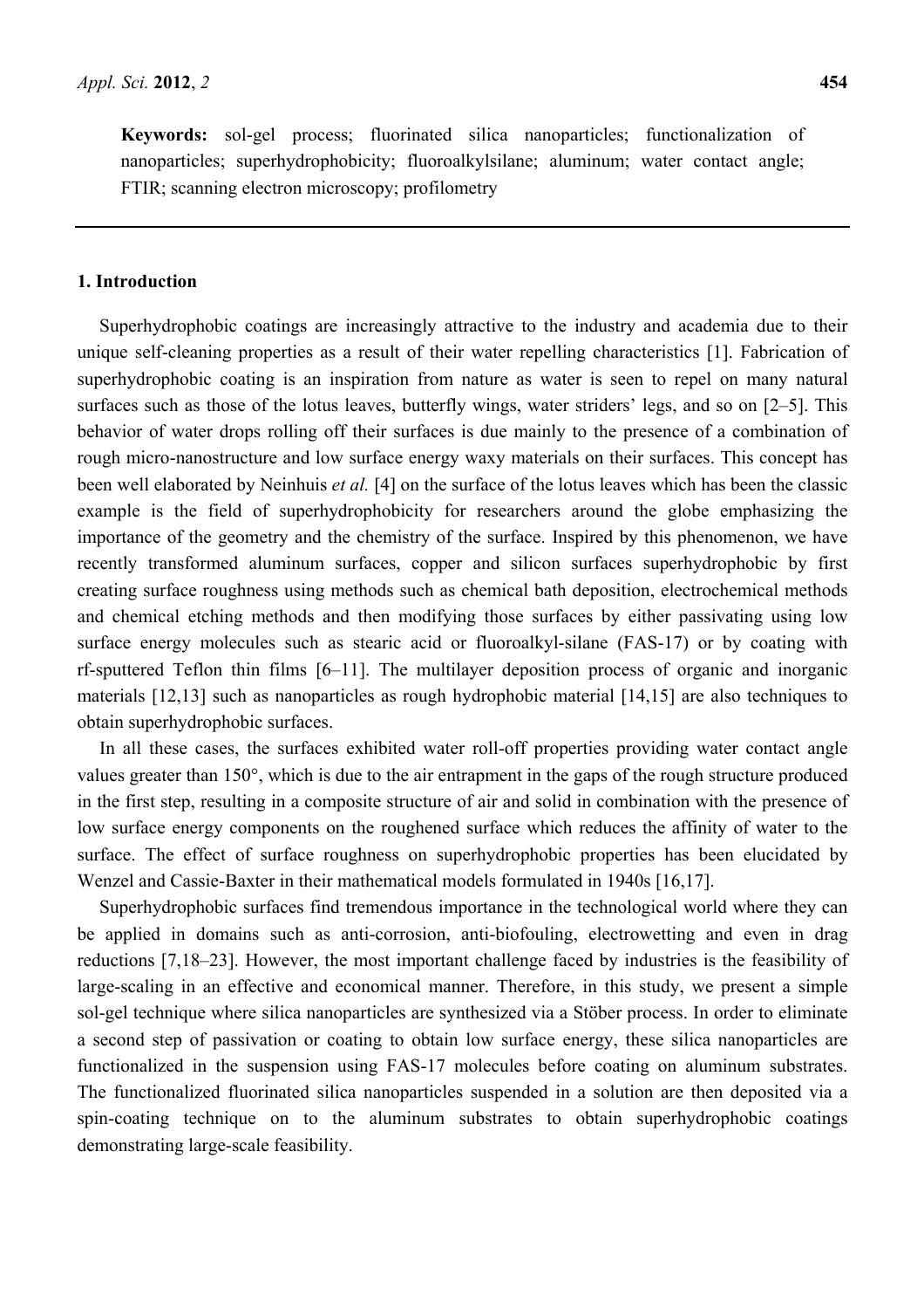**Keywords:** sol-gel process; fluorinated silica nanoparticles; functionalization of nanoparticles; superhydrophobicity; fluoroalkylsilane; aluminum; water contact angle; FTIR; scanning electron microscopy; profilometry

## 1. Introduction

Superhydrophobic coatings are increasingly attractive to the industry and academia due to their unique self-cleaning properties as a result of their water repelling characteristics [1]. Fabrication of superhydrophobic coating is an inspiration from nature as water is seen to repel on many natural surfaces such as those of the lotus leaves, butterfly wings, water striders' legs, and so on [2–5]. This behavior of water drops rolling off their surfaces is due mainly to the presence of a combination of rough micro-nanostructure and low surface energy waxy materials on their surfaces. This concept has been well elaborated by Neinhuis *et al.* [4] on the surface of the lotus leaves which has been the classic example is the field of superhydrophobicity for researchers around the globe emphasizing the importance of the geometry and the chemistry of the surface. Inspired by this phenomenon, we have recently transformed aluminum surfaces, copper and silicon surfaces superhydrophobic by first creating surface roughness using methods such as chemical bath deposition, electrochemical methods and chemical etching methods and then modifying those surfaces by either passivating using low surface energy molecules such as stearic acid or fluoroalkyl-silane (FAS-17) or by coating with rf-sputtered Teflon thin films [6–11]. The multilayer deposition process of organic and inorganic materials [12,13] such as nanoparticles as rough hydrophobic material [14,15] are also techniques to obtain superhydrophobic surfaces.

In all these cases, the surfaces exhibited water roll-off properties providing water contact angle values greater than 150°, which is due to the air entrapment in the gaps of the rough structure produced in the first step, resulting in a composite structure of air and solid in combination with the presence of low surface energy components on the roughened surface which reduces the affinity of water to the surface. The effect of surface roughness on superhydrophobic properties has been elucidated by Wenzel and Cassie-Baxter in their mathematical models formulated in 1940s [16,17].

Superhydrophobic surfaces find tremendous importance in the technological world where they can be applied in domains such as anti-corrosion, anti-biofouling, electrowetting and even in drag reductions [7,18–23]. However, the most important challenge faced by industries is the feasibility of large-scaling in an effective and economical manner. Therefore, in this study, we present a simple sol-gel technique where silica nanoparticles are synthesized via a Stöber process. In order to eliminate a second step of passivation or coating to obtain low surface energy, these silica nanoparticles are functionalized in the suspension using FAS-17 molecules before coating on aluminum substrates. The functionalized fluorinated silica nanoparticles suspended in a solution are then deposited via a spin-coating technique on to the aluminum substrates to obtain superhydrophobic coatings demonstrating large-scale feasibility.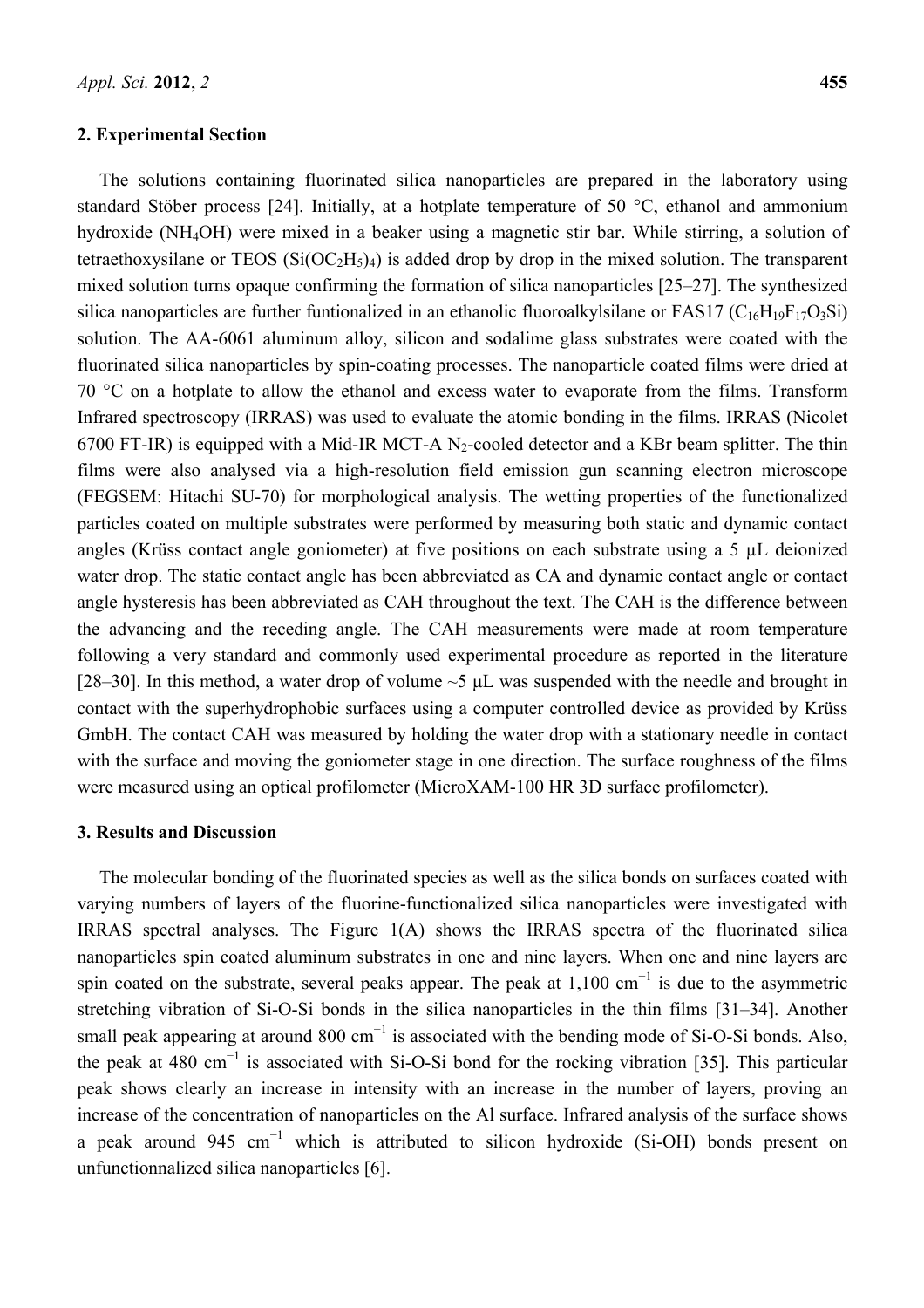## 2. Experimental Section

The solutions containing fluorinated silica nanoparticles are prepared in the laboratory using standard Stöber process [24]. Initially, at a hotplate temperature of 50 °C, ethanol and ammonium hydroxide ($NH_4OH$) were mixed in a beaker using a magnetic stir bar. While stirring, a solution of tetraethoxysilane or TEOS ($Si(OC_2H_5)_4$) is added drop by drop in the mixed solution. The transparent mixed solution turns opaque confirming the formation of silica nanoparticles [25–27]. The synthesized silica nanoparticles are further funtionalized in an ethanolic fluoroalkylsilane or FAS17 ($C_{16}H_{19}F_{17}O_3Si$) solution. The AA-6061 aluminum alloy, silicon and sodalime glass substrates were coated with the fluorinated silica nanoparticles by spin-coating processes. The nanoparticle coated films were dried at 70 °C on a hotplate to allow the ethanol and excess water to evaporate from the films. Transform Infrared spectroscopy (IRRAS) was used to evaluate the atomic bonding in the films. IRRAS (Nicolet 6700 FT-IR) is equipped with a Mid-IR MCT-A $N_2$-cooled detector and a KBr beam splitter. The thin films were also analysed via a high-resolution field emission gun scanning electron microscope (FEGSEM: Hitachi SU-70) for morphological analysis. The wetting properties of the functionalized particles coated on multiple substrates were performed by measuring both static and dynamic contact angles (Krüss contact angle goniometer) at five positions on each substrate using a 5 µL deionized water drop. The static contact angle has been abbreviated as CA and dynamic contact angle or contact angle hysteresis has been abbreviated as CAH throughout the text. The CAH is the difference between the advancing and the receding angle. The CAH measurements were made at room temperature following a very standard and commonly used experimental procedure as reported in the literature [28–30]. In this method, a water drop of volume ~5 µL was suspended with the needle and brought in contact with the superhydrophobic surfaces using a computer controlled device as provided by Krüss GmbH. The contact CAH was measured by holding the water drop with a stationary needle in contact with the surface and moving the goniometer stage in one direction. The surface roughness of the films were measured using an optical profilometer (MicroXAM-100 HR 3D surface profilometer).

## 3. Results and Discussion

The molecular bonding of the fluorinated species as well as the silica bonds on surfaces coated with varying numbers of layers of the fluorine-functionalized silica nanoparticles were investigated with IRRAS spectral analyses. The Figure 1(A) shows the IRRAS spectra of the fluorinated silica nanoparticles spin coated aluminum substrates in one and nine layers. When one and nine layers are spin coated on the substrate, several peaks appear. The peak at 1,100 $cm^{-1}$ is due to the asymmetric stretching vibration of Si-O-Si bonds in the silica nanoparticles in the thin films [31–34]. Another small peak appearing at around 800 $cm^{-1}$ is associated with the bending mode of Si-O-Si bonds. Also, the peak at 480 $cm^{-1}$ is associated with Si-O-Si bond for the rocking vibration [35]. This particular peak shows clearly an increase in intensity with an increase in the number of layers, proving an increase of the concentration of nanoparticles on the Al surface. Infrared analysis of the surface shows a peak around 945 $cm^{-1}$ which is attributed to silicon hydroxide (Si-OH) bonds present on unfunctionnalized silica nanoparticles [6].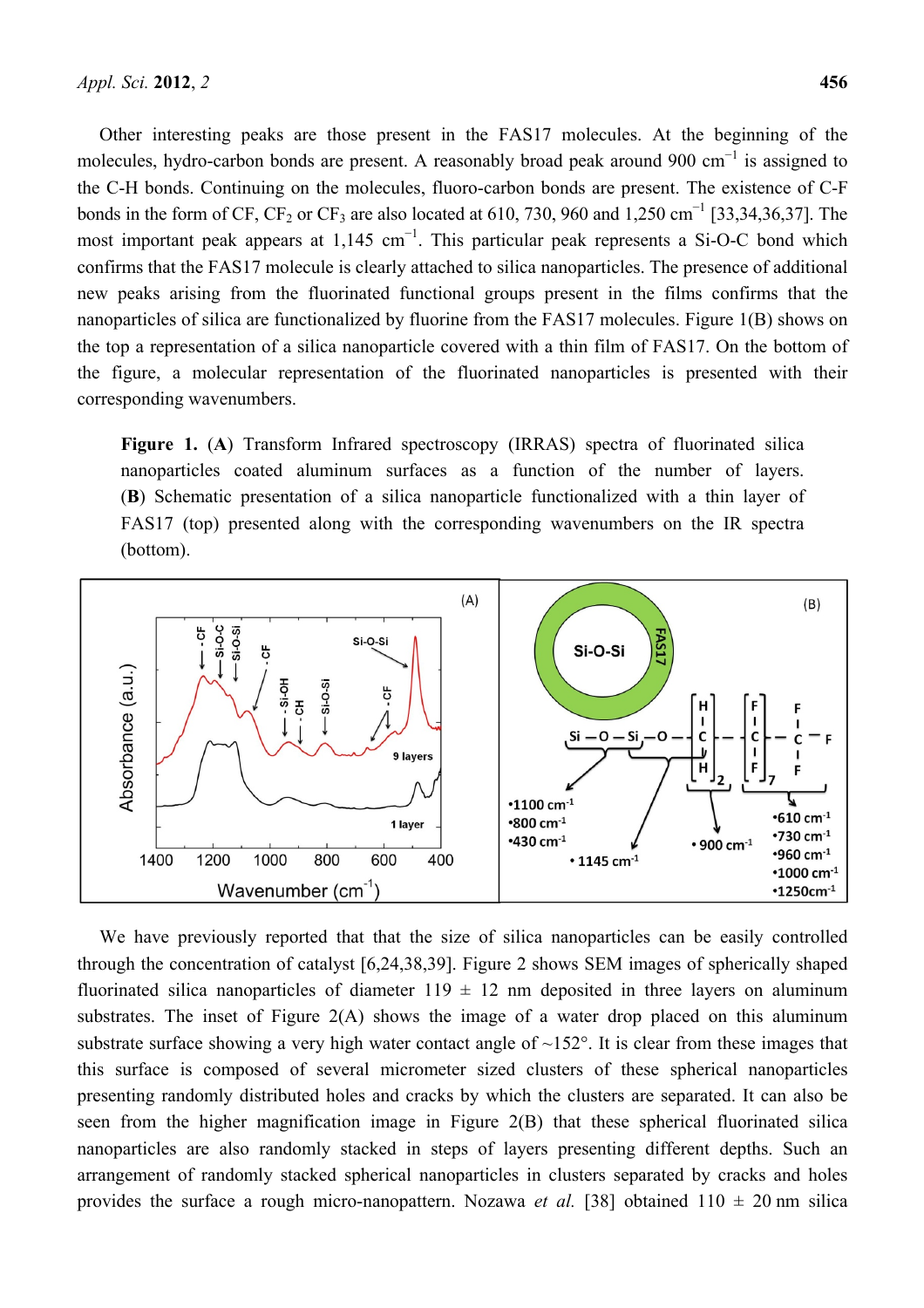Other interesting peaks are those present in the FAS17 molecules. At the beginning of the molecules, hydro-carbon bonds are present. A reasonably broad peak around 900 $cm^{-1}$ is assigned to the C-H bonds. Continuing on the molecules, fluoro-carbon bonds are present. The existence of C-F bonds in the form of CF, $CF_2$ or $CF_3$ are also located at 610, 730, 960 and 1,250 $cm^{-1}$ [33,34,36,37]. The most important peak appears at 1,145 $cm^{-1}$. This particular peak represents a Si-O-C bond which confirms that the FAS17 molecule is clearly attached to silica nanoparticles. The presence of additional new peaks arising from the fluorinated functional groups present in the films confirms that the nanoparticles of silica are functionalized by fluorine from the FAS17 molecules. Figure 1(B) shows on the top a representation of a silica nanoparticle covered with a thin film of FAS17. On the bottom of the figure, a molecular representation of the fluorinated nanoparticles is presented with their corresponding wavenumbers.

**Figure 1.** (**A**) Transform Infrared spectroscopy (IRRAS) spectra of fluorinated silica nanoparticles coated aluminum surfaces as a function of the number of layers. (**B**) Schematic presentation of a silica nanoparticle functionalized with a thin layer of FAS17 (top) presented along with the corresponding wavenumbers on the IR spectra (bottom).

We have previously reported that that the size of silica nanoparticles can be easily controlled through the concentration of catalyst [6,24,38,39]. Figure 2 shows SEM images of spherically shaped fluorinated silica nanoparticles of diameter 119 ± 12 nm deposited in three layers on aluminum substrates. The inset of Figure 2(A) shows the image of a water drop placed on this aluminum substrate surface showing a very high water contact angle of ~152°. It is clear from these images that this surface is composed of several micrometer sized clusters of these spherical nanoparticles presenting randomly distributed holes and cracks by which the clusters are separated. It can also be seen from the higher magnification image in Figure 2(B) that these spherical fluorinated silica nanoparticles are also randomly stacked in steps of layers presenting different depths. Such an arrangement of randomly stacked spherical nanoparticles in clusters separated by cracks and holes provides the surface a rough micro-nanopattern. Nozawa *et al.* [38] obtained 110 ± 20 nm silica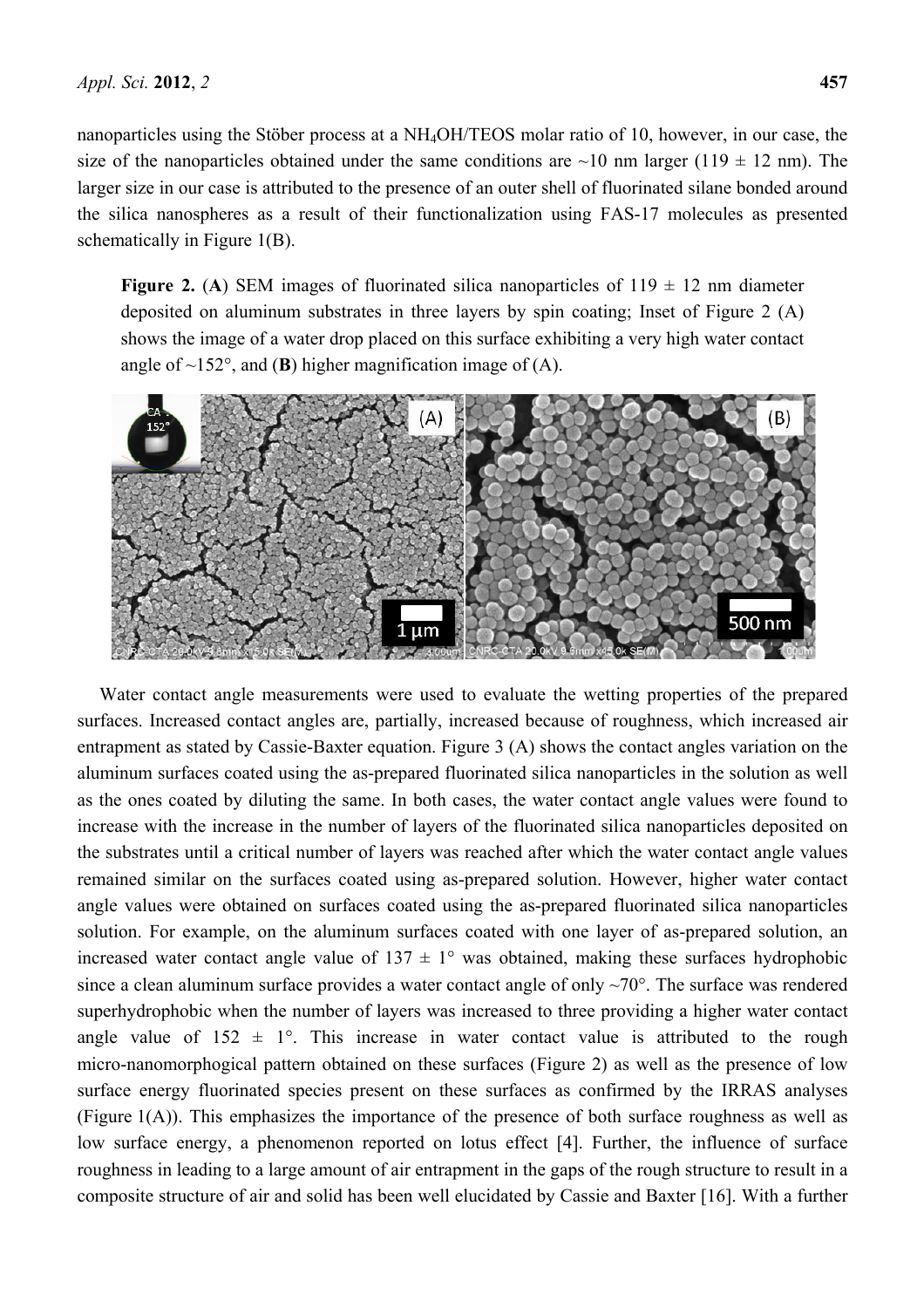nanoparticles using the Stöber process at a $NH_4OH$/TEOS molar ratio of 10, however, in our case, the size of the nanoparticles obtained under the same conditions are ~10 nm larger (119 ± 12 nm). The larger size in our case is attributed to the presence of an outer shell of fluorinated silane bonded around the silica nanospheres as a result of their functionalization using FAS-17 molecules as presented schematically in Figure 1(B).

**Figure 2.** (**A**) SEM images of fluorinated silica nanoparticles of 119 ± 12 nm diameter deposited on aluminum substrates in three layers by spin coating; Inset of Figure 2 (A) shows the image of a water drop placed on this surface exhibiting a very high water contact angle of ~152°, and (**B**) higher magnification image of (A).

Water contact angle measurements were used to evaluate the wetting properties of the prepared surfaces. Increased contact angles are, partially, increased because of roughness, which increased air entrapment as stated by Cassie-Baxter equation. Figure 3 (A) shows the contact angles variation on the aluminum surfaces coated using the as-prepared fluorinated silica nanoparticles in the solution as well as the ones coated by diluting the same. In both cases, the water contact angle values were found to increase with the increase in the number of layers of the fluorinated silica nanoparticles deposited on the substrates until a critical number of layers was reached after which the water contact angle values remained similar on the surfaces coated using as-prepared solution. However, higher water contact angle values were obtained on surfaces coated using the as-prepared fluorinated silica nanoparticles solution. For example, on the aluminum surfaces coated with one layer of as-prepared solution, an increased water contact angle value of 137 ± 1° was obtained, making these surfaces hydrophobic since a clean aluminum surface provides a water contact angle of only ~70°. The surface was rendered superhydrophobic when the number of layers was increased to three providing a higher water contact angle value of 152 ± 1°. This increase in water contact value is attributed to the rough micro-nanomorphogical pattern obtained on these surfaces (Figure 2) as well as the presence of low surface energy fluorinated species present on these surfaces as confirmed by the IRRAS analyses (Figure 1(A)). This emphasizes the importance of the presence of both surface roughness as well as low surface energy, a phenomenon reported on lotus effect [4]. Further, the influence of surface roughness in leading to a large amount of air entrapment in the gaps of the rough structure to result in a composite structure of air and solid has been well elucidated by Cassie and Baxter [16]. With a further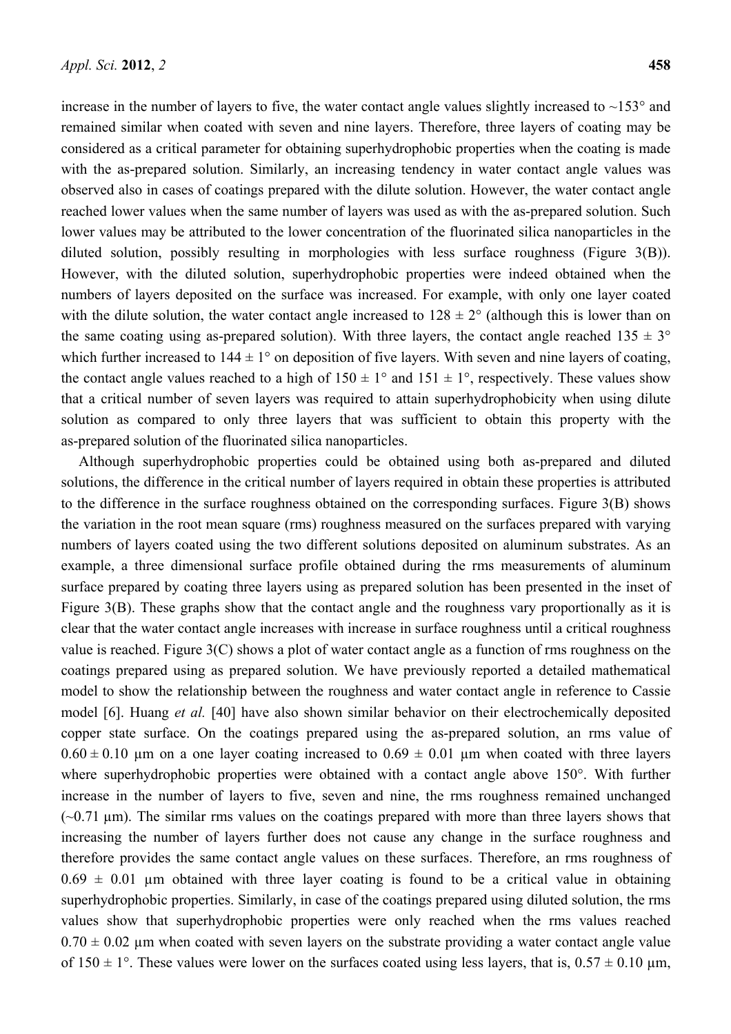increase in the number of layers to five, the water contact angle values slightly increased to ~153° and remained similar when coated with seven and nine layers. Therefore, three layers of coating may be considered as a critical parameter for obtaining superhydrophobic properties when the coating is made with the as-prepared solution. Similarly, an increasing tendency in water contact angle values was observed also in cases of coatings prepared with the dilute solution. However, the water contact angle reached lower values when the same number of layers was used as with the as-prepared solution. Such lower values may be attributed to the lower concentration of the fluorinated silica nanoparticles in the diluted solution, possibly resulting in morphologies with less surface roughness (Figure 3(B)). However, with the diluted solution, superhydrophobic properties were indeed obtained when the numbers of layers deposited on the surface was increased. For example, with only one layer coated with the dilute solution, the water contact angle increased to 128 ± 2° (although this is lower than on the same coating using as-prepared solution). With three layers, the contact angle reached 135 ± 3° which further increased to 144 ± 1° on deposition of five layers. With seven and nine layers of coating, the contact angle values reached to a high of 150 ± 1° and 151 ± 1°, respectively. These values show that a critical number of seven layers was required to attain superhydrophobicity when using dilute solution as compared to only three layers that was sufficient to obtain this property with the as-prepared solution of the fluorinated silica nanoparticles.

Although superhydrophobic properties could be obtained using both as-prepared and diluted solutions, the difference in the critical number of layers required in obtain these properties is attributed to the difference in the surface roughness obtained on the corresponding surfaces. Figure 3(B) shows the variation in the root mean square (rms) roughness measured on the surfaces prepared with varying numbers of layers coated using the two different solutions deposited on aluminum substrates. As an example, a three dimensional surface profile obtained during the rms measurements of aluminum surface prepared by coating three layers using as prepared solution has been presented in the inset of Figure 3(B). These graphs show that the contact angle and the roughness vary proportionally as it is clear that the water contact angle increases with increase in surface roughness until a critical roughness value is reached. Figure 3(C) shows a plot of water contact angle as a function of rms roughness on the coatings prepared using as prepared solution. We have previously reported a detailed mathematical model to show the relationship between the roughness and water contact angle in reference to Cassie model [6]. Huang *et al.* [40] have also shown similar behavior on their electrochemically deposited copper state surface. On the coatings prepared using the as-prepared solution, an rms value of 0.60 ± 0.10 µm on a one layer coating increased to 0.69 ± 0.01 µm when coated with three layers where superhydrophobic properties were obtained with a contact angle above 150°. With further increase in the number of layers to five, seven and nine, the rms roughness remained unchanged (~0.71 µm). The similar rms values on the coatings prepared with more than three layers shows that increasing the number of layers further does not cause any change in the surface roughness and therefore provides the same contact angle values on these surfaces. Therefore, an rms roughness of 0.69 ± 0.01 µm obtained with three layer coating is found to be a critical value in obtaining superhydrophobic properties. Similarly, in case of the coatings prepared using diluted solution, the rms values show that superhydrophobic properties were only reached when the rms values reached 0.70 ± 0.02 µm when coated with seven layers on the substrate providing a water contact angle value of 150 ± 1°. These values were lower on the surfaces coated using less layers, that is, 0.57 ± 0.10 µm,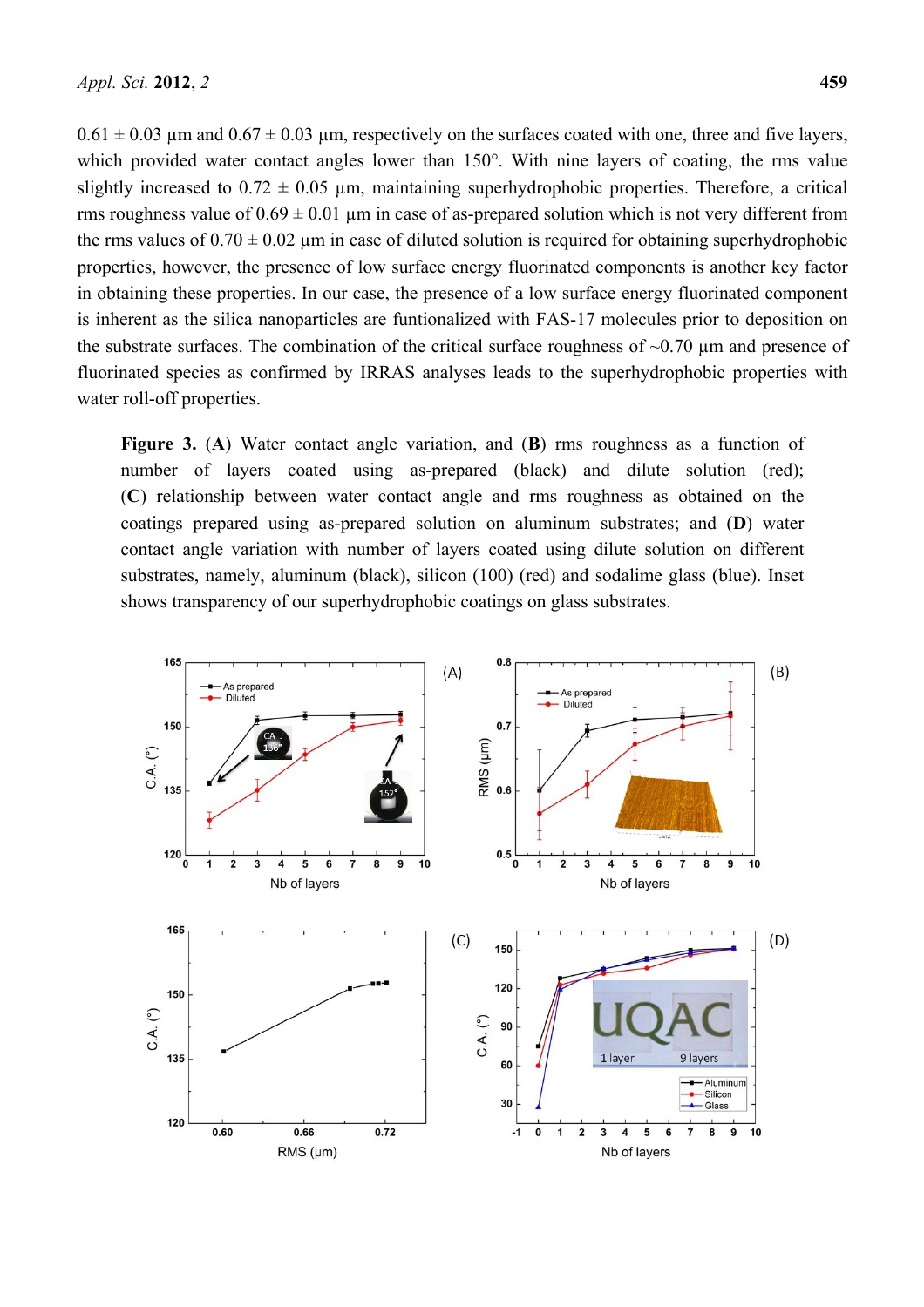0.61 ± 0.03 µm and 0.67 ± 0.03 µm, respectively on the surfaces coated with one, three and five layers, which provided water contact angles lower than 150°. With nine layers of coating, the rms value slightly increased to 0.72 ± 0.05 µm, maintaining superhydrophobic properties. Therefore, a critical rms roughness value of 0.69 ± 0.01 µm in case of as-prepared solution which is not very different from the rms values of 0.70 ± 0.02 µm in case of diluted solution is required for obtaining superhydrophobic properties, however, the presence of low surface energy fluorinated components is another key factor in obtaining these properties. In our case, the presence of a low surface energy fluorinated component is inherent as the silica nanoparticles are funtionalized with FAS-17 molecules prior to deposition on the substrate surfaces. The combination of the critical surface roughness of ~0.70 µm and presence of fluorinated species as confirmed by IRRAS analyses leads to the superhydrophobic properties with water roll-off properties.

**Figure 3.** (**A**) Water contact angle variation, and (**B**) rms roughness as a function of number of layers coated using as-prepared (black) and dilute solution (red); (**C**) relationship between water contact angle and rms roughness as obtained on the coatings prepared using as-prepared solution on aluminum substrates; and (**D**) water contact angle variation with number of layers coated using dilute solution on different substrates, namely, aluminum (black), silicon (100) (red) and sodalime glass (blue). Inset shows transparency of our superhydrophobic coatings on glass substrates.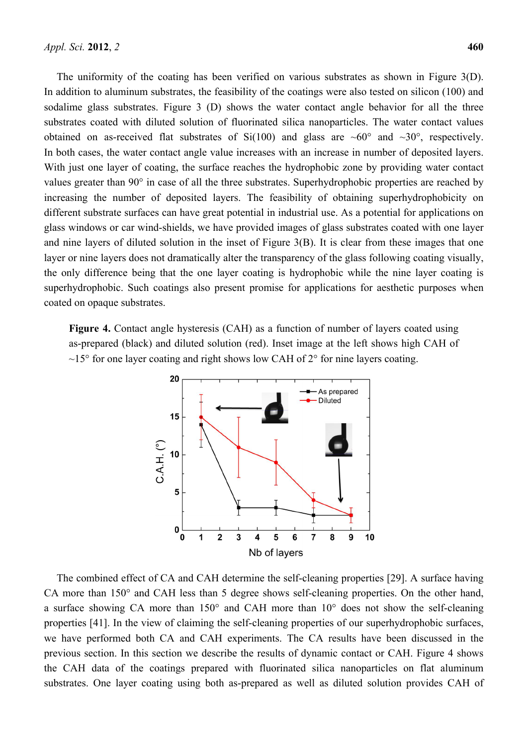The uniformity of the coating has been verified on various substrates as shown in Figure 3(D). In addition to aluminum substrates, the feasibility of the coatings were also tested on silicon (100) and sodalime glass substrates. Figure 3 (D) shows the water contact angle behavior for all the three substrates coated with diluted solution of fluorinated silica nanoparticles. The water contact values obtained on as-received flat substrates of Si(100) and glass are ~60° and ~30°, respectively. In both cases, the water contact angle value increases with an increase in number of deposited layers. With just one layer of coating, the surface reaches the hydrophobic zone by providing water contact values greater than 90° in case of all the three substrates. Superhydrophobic properties are reached by increasing the number of deposited layers. The feasibility of obtaining superhydrophobicity on different substrate surfaces can have great potential in industrial use. As a potential for applications on glass windows or car wind-shields, we have provided images of glass substrates coated with one layer and nine layers of diluted solution in the inset of Figure 3(B). It is clear from these images that one layer or nine layers does not dramatically alter the transparency of the glass following coating visually, the only difference being that the one layer coating is hydrophobic while the nine layer coating is superhydrophobic. Such coatings also present promise for applications for aesthetic purposes when coated on opaque substrates.

**Figure 4.** Contact angle hysteresis (CAH) as a function of number of layers coated using as-prepared (black) and diluted solution (red). Inset image at the left shows high CAH of ~15° for one layer coating and right shows low CAH of 2° for nine layers coating.

The combined effect of CA and CAH determine the self-cleaning properties [29]. A surface having CA more than 150° and CAH less than 5 degree shows self-cleaning properties. On the other hand, a surface showing CA more than 150° and CAH more than 10° does not show the self-cleaning properties [41]. In the view of claiming the self-cleaning properties of our superhydrophobic surfaces, we have performed both CA and CAH experiments. The CA results have been discussed in the previous section. In this section we describe the results of dynamic contact or CAH. Figure 4 shows the CAH data of the coatings prepared with fluorinated silica nanoparticles on flat aluminum substrates. One layer coating using both as-prepared as well as diluted solution provides CAH of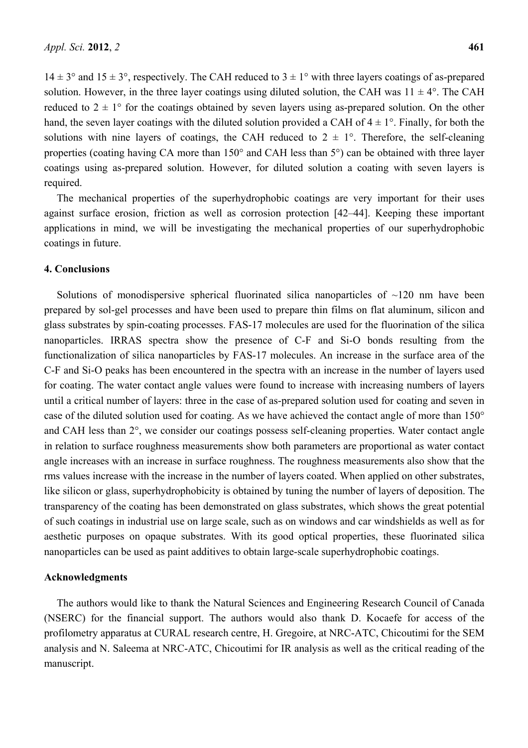14 ± 3° and 15 ± 3°, respectively. The CAH reduced to 3 ± 1° with three layers coatings of as-prepared solution. However, in the three layer coatings using diluted solution, the CAH was 11 ± 4°. The CAH reduced to 2 ± 1° for the coatings obtained by seven layers using as-prepared solution. On the other hand, the seven layer coatings with the diluted solution provided a CAH of 4 ± 1°. Finally, for both the solutions with nine layers of coatings, the CAH reduced to 2 ± 1°. Therefore, the self-cleaning properties (coating having CA more than 150° and CAH less than 5°) can be obtained with three layer coatings using as-prepared solution. However, for diluted solution a coating with seven layers is required.

The mechanical properties of the superhydrophobic coatings are very important for their uses against surface erosion, friction as well as corrosion protection [42–44]. Keeping these important applications in mind, we will be investigating the mechanical properties of our superhydrophobic coatings in future.

## 4. Conclusions

Solutions of monodispersive spherical fluorinated silica nanoparticles of ~120 nm have been prepared by sol-gel processes and have been used to prepare thin films on flat aluminum, silicon and glass substrates by spin-coating processes. FAS-17 molecules are used for the fluorination of the silica nanoparticles. IRRAS spectra show the presence of C-F and Si-O bonds resulting from the functionalization of silica nanoparticles by FAS-17 molecules. An increase in the surface area of the C-F and Si-O peaks has been encountered in the spectra with an increase in the number of layers used for coating. The water contact angle values were found to increase with increasing numbers of layers until a critical number of layers: three in the case of as-prepared solution used for coating and seven in case of the diluted solution used for coating. As we have achieved the contact angle of more than 150° and CAH less than 2°, we consider our coatings possess self-cleaning properties. Water contact angle in relation to surface roughness measurements show both parameters are proportional as water contact angle increases with an increase in surface roughness. The roughness measurements also show that the rms values increase with the increase in the number of layers coated. When applied on other substrates, like silicon or glass, superhydrophobicity is obtained by tuning the number of layers of deposition. The transparency of the coating has been demonstrated on glass substrates, which shows the great potential of such coatings in industrial use on large scale, such as on windows and car windshields as well as for aesthetic purposes on opaque substrates. With its good optical properties, these fluorinated silica nanoparticles can be used as paint additives to obtain large-scale superhydrophobic coatings.

## Acknowledgments

The authors would like to thank the Natural Sciences and Engineering Research Council of Canada (NSERC) for the financial support. The authors would also thank D. Kocaefe for access of the profilometry apparatus at CURAL research centre, H. Gregoire, at NRC-ATC, Chicoutimi for the SEM analysis and N. Saleema at NRC-ATC, Chicoutimi for IR analysis as well as the critical reading of the manuscript.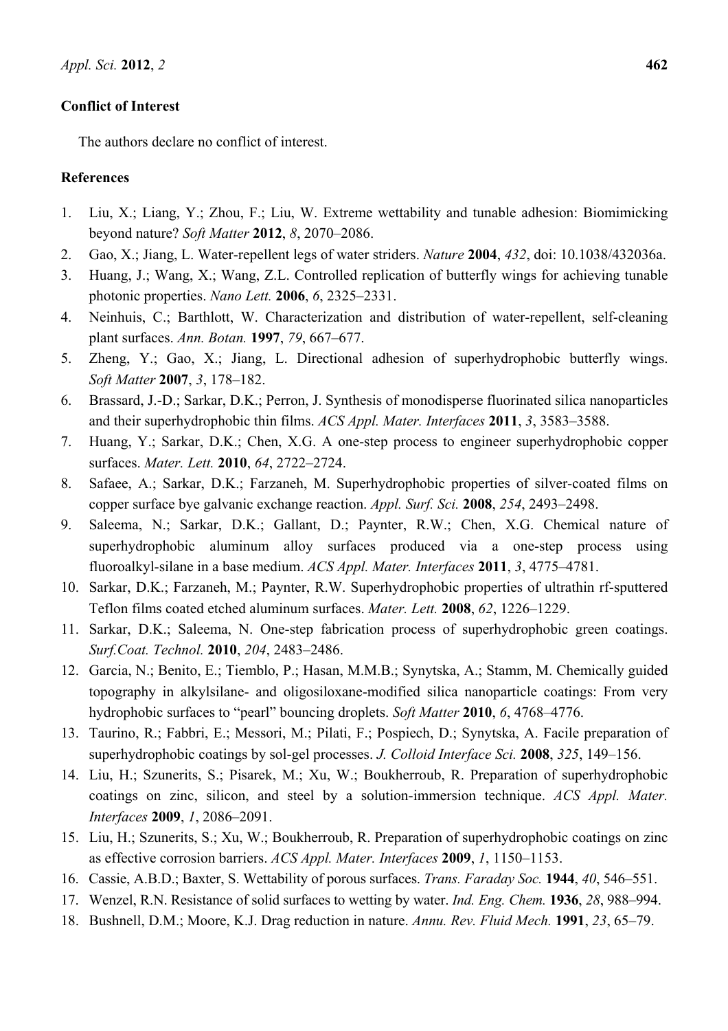## Conflict of Interest

The authors declare no conflict of interest.

## References

1. Liu, X.; Liang, Y.; Zhou, F.; Liu, W. Extreme wettability and tunable adhesion: Biomimicking beyond nature? *Soft Matter* **2012**, *8*, 2070–2086.
2. Gao, X.; Jiang, L. Water-repellent legs of water striders. *Nature* **2004**, *432*, doi: 10.1038/432036a.
3. Huang, J.; Wang, X.; Wang, Z.L. Controlled replication of butterfly wings for achieving tunable photonic properties. *Nano Lett.* **2006**, *6*, 2325–2331.
4. Neinhuis, C.; Barthlott, W. Characterization and distribution of water-repellent, self-cleaning plant surfaces. *Ann. Botan.* **1997**, *79*, 667–677.
5. Zheng, Y.; Gao, X.; Jiang, L. Directional adhesion of superhydrophobic butterfly wings. *Soft Matter* **2007**, *3*, 178–182.
6. Brassard, J.-D.; Sarkar, D.K.; Perron, J. Synthesis of monodisperse fluorinated silica nanoparticles and their superhydrophobic thin films. *ACS Appl. Mater. Interfaces* **2011**, *3*, 3583–3588.
7. Huang, Y.; Sarkar, D.K.; Chen, X.G. A one-step process to engineer superhydrophobic copper surfaces. *Mater. Lett.* **2010**, *64*, 2722–2724.
8. Safaee, A.; Sarkar, D.K.; Farzaneh, M. Superhydrophobic properties of silver-coated films on copper surface bye galvanic exchange reaction. *Appl. Surf. Sci.* **2008**, *254*, 2493–2498.
9. Saleema, N.; Sarkar, D.K.; Gallant, D.; Paynter, R.W.; Chen, X.G. Chemical nature of superhydrophobic aluminum alloy surfaces produced via a one-step process using fluoroalkyl-silane in a base medium. *ACS Appl. Mater. Interfaces* **2011**, *3*, 4775–4781.
10. Sarkar, D.K.; Farzaneh, M.; Paynter, R.W. Superhydrophobic properties of ultrathin rf-sputtered Teflon films coated etched aluminum surfaces. *Mater. Lett.* **2008**, *62*, 1226–1229.
11. Sarkar, D.K.; Saleema, N. One-step fabrication process of superhydrophobic green coatings. *Surf.Coat. Technol.* **2010**, *204*, 2483–2486.
12. Garcia, N.; Benito, E.; Tiemblo, P.; Hasan, M.M.B.; Synytska, A.; Stamm, M. Chemically guided topography in alkylsilane- and oligosiloxane-modified silica nanoparticle coatings: From very hydrophobic surfaces to "pearl" bouncing droplets. *Soft Matter* **2010**, *6*, 4768–4776.
13. Taurino, R.; Fabbri, E.; Messori, M.; Pilati, F.; Pospiech, D.; Synytska, A. Facile preparation of superhydrophobic coatings by sol-gel processes. *J. Colloid Interface Sci.* **2008**, *325*, 149–156.
14. Liu, H.; Szunerits, S.; Pisarek, M.; Xu, W.; Boukherroub, R. Preparation of superhydrophobic coatings on zinc, silicon, and steel by a solution-immersion technique. *ACS Appl. Mater. Interfaces* **2009**, *1*, 2086–2091.
15. Liu, H.; Szunerits, S.; Xu, W.; Boukherroub, R. Preparation of superhydrophobic coatings on zinc as effective corrosion barriers. *ACS Appl. Mater. Interfaces* **2009**, *1*, 1150–1153.
16. Cassie, A.B.D.; Baxter, S. Wettability of porous surfaces. *Trans. Faraday Soc.* **1944**, *40*, 546–551.
17. Wenzel, R.N. Resistance of solid surfaces to wetting by water. *Ind. Eng. Chem.* **1936**, *28*, 988–994.
18. Bushnell, D.M.; Moore, K.J. Drag reduction in nature. *Annu. Rev. Fluid Mech.* **1991**, *23*, 65–79.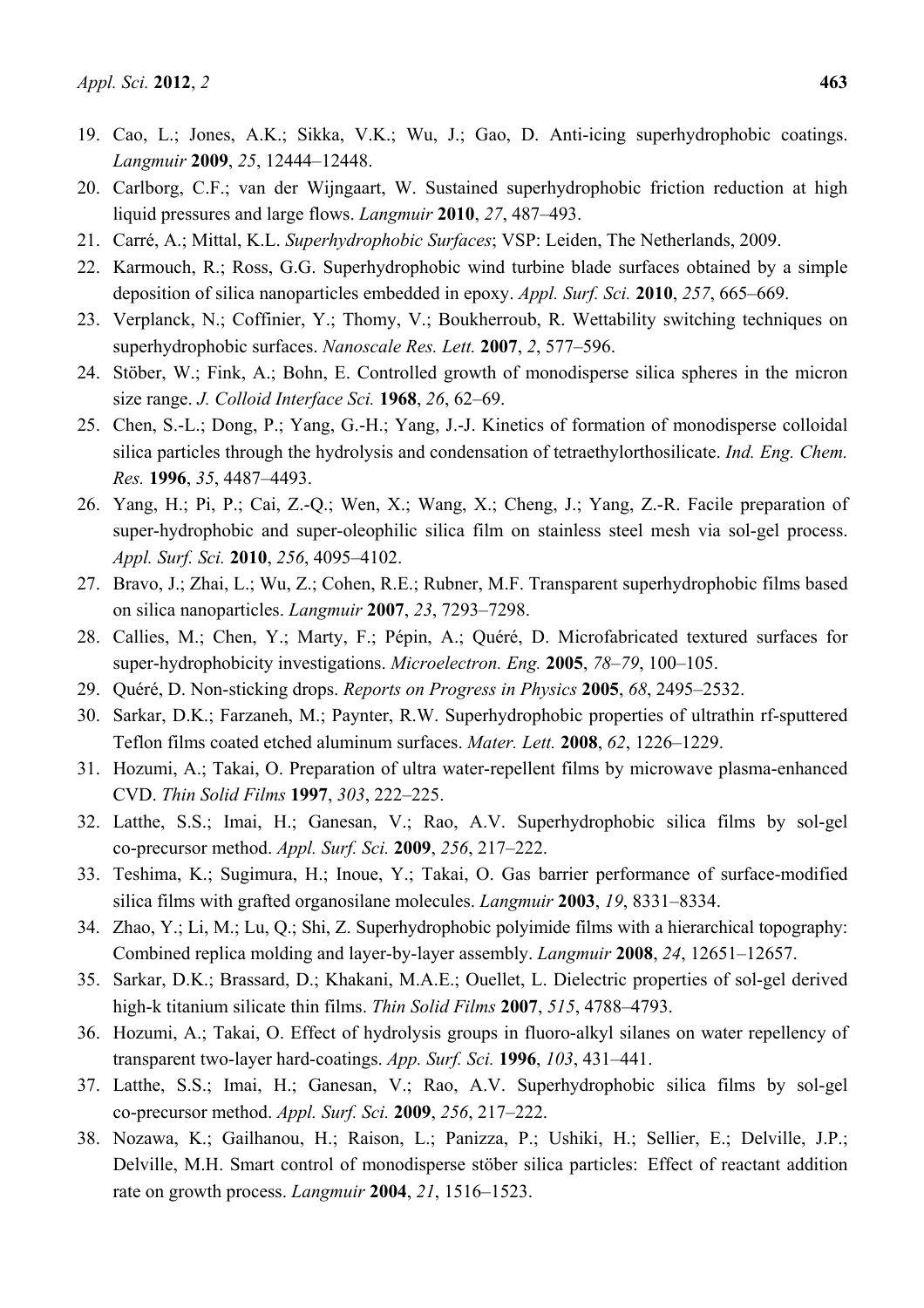19. Cao, L.; Jones, A.K.; Sikka, V.K.; Wu, J.; Gao, D. Anti-icing superhydrophobic coatings. *Langmuir* **2009**, *25*, 12444–12448.
20. Carlborg, C.F.; van der Wijngaart, W. Sustained superhydrophobic friction reduction at high liquid pressures and large flows. *Langmuir* **2010**, *27*, 487–493.
21. Carré, A.; Mittal, K.L. *Superhydrophobic Surfaces*; VSP: Leiden, The Netherlands, 2009.
22. Karmouch, R.; Ross, G.G. Superhydrophobic wind turbine blade surfaces obtained by a simple deposition of silica nanoparticles embedded in epoxy. *Appl. Surf. Sci.* **2010**, *257*, 665–669.
23. Verplanck, N.; Coffinier, Y.; Thomy, V.; Boukherroub, R. Wettability switching techniques on superhydrophobic surfaces. *Nanoscale Res. Lett.* **2007**, *2*, 577–596.
24. Stöber, W.; Fink, A.; Bohn, E. Controlled growth of monodisperse silica spheres in the micron size range. *J. Colloid Interface Sci.* **1968**, *26*, 62–69.
25. Chen, S.-L.; Dong, P.; Yang, G.-H.; Yang, J.-J. Kinetics of formation of monodisperse colloidal silica particles through the hydrolysis and condensation of tetraethylorthosilicate. *Ind. Eng. Chem. Res.* **1996**, *35*, 4487–4493.
26. Yang, H.; Pi, P.; Cai, Z.-Q.; Wen, X.; Wang, X.; Cheng, J.; Yang, Z.-R. Facile preparation of super-hydrophobic and super-oleophilic silica film on stainless steel mesh via sol-gel process. *Appl. Surf. Sci.* **2010**, *256*, 4095–4102.
27. Bravo, J.; Zhai, L.; Wu, Z.; Cohen, R.E.; Rubner, M.F. Transparent superhydrophobic films based on silica nanoparticles. *Langmuir* **2007**, *23*, 7293–7298.
28. Callies, M.; Chen, Y.; Marty, F.; Pépin, A.; Quéré, D. Microfabricated textured surfaces for super-hydrophobicity investigations. *Microelectron. Eng.* **2005**, *78–79*, 100–105.
29. Quéré, D. Non-sticking drops. *Reports on Progress in Physics* **2005**, *68*, 2495–2532.
30. Sarkar, D.K.; Farzaneh, M.; Paynter, R.W. Superhydrophobic properties of ultrathin rf-sputtered Teflon films coated etched aluminum surfaces. *Mater. Lett.* **2008**, *62*, 1226–1229.
31. Hozumi, A.; Takai, O. Preparation of ultra water-repellent films by microwave plasma-enhanced CVD. *Thin Solid Films* **1997**, *303*, 222–225.
32. Latthe, S.S.; Imai, H.; Ganesan, V.; Rao, A.V. Superhydrophobic silica films by sol-gel co-precursor method. *Appl. Surf. Sci.* **2009**, *256*, 217–222.
33. Teshima, K.; Sugimura, H.; Inoue, Y.; Takai, O. Gas barrier performance of surface-modified silica films with grafted organosilane molecules. *Langmuir* **2003**, *19*, 8331–8334.
34. Zhao, Y.; Li, M.; Lu, Q.; Shi, Z. Superhydrophobic polyimide films with a hierarchical topography: Combined replica molding and layer-by-layer assembly. *Langmuir* **2008**, *24*, 12651–12657.
35. Sarkar, D.K.; Brassard, D.; Khakani, M.A.E.; Ouellet, L. Dielectric properties of sol-gel derived high-k titanium silicate thin films. *Thin Solid Films* **2007**, *515*, 4788–4793.
36. Hozumi, A.; Takai, O. Effect of hydrolysis groups in fluoro-alkyl silanes on water repellency of transparent two-layer hard-coatings. *App. Surf. Sci.* **1996**, *103*, 431–441.
37. Latthe, S.S.; Imai, H.; Ganesan, V.; Rao, A.V. Superhydrophobic silica films by sol-gel co-precursor method. *Appl. Surf. Sci.* **2009**, *256*, 217–222.
38. Nozawa, K.; Gailhanou, H.; Raison, L.; Panizza, P.; Ushiki, H.; Sellier, E.; Delville, J.P.; Delville, M.H. Smart control of monodisperse stöber silica particles: Effect of reactant addition rate on growth process. *Langmuir* **2004**, *21*, 1516–1523.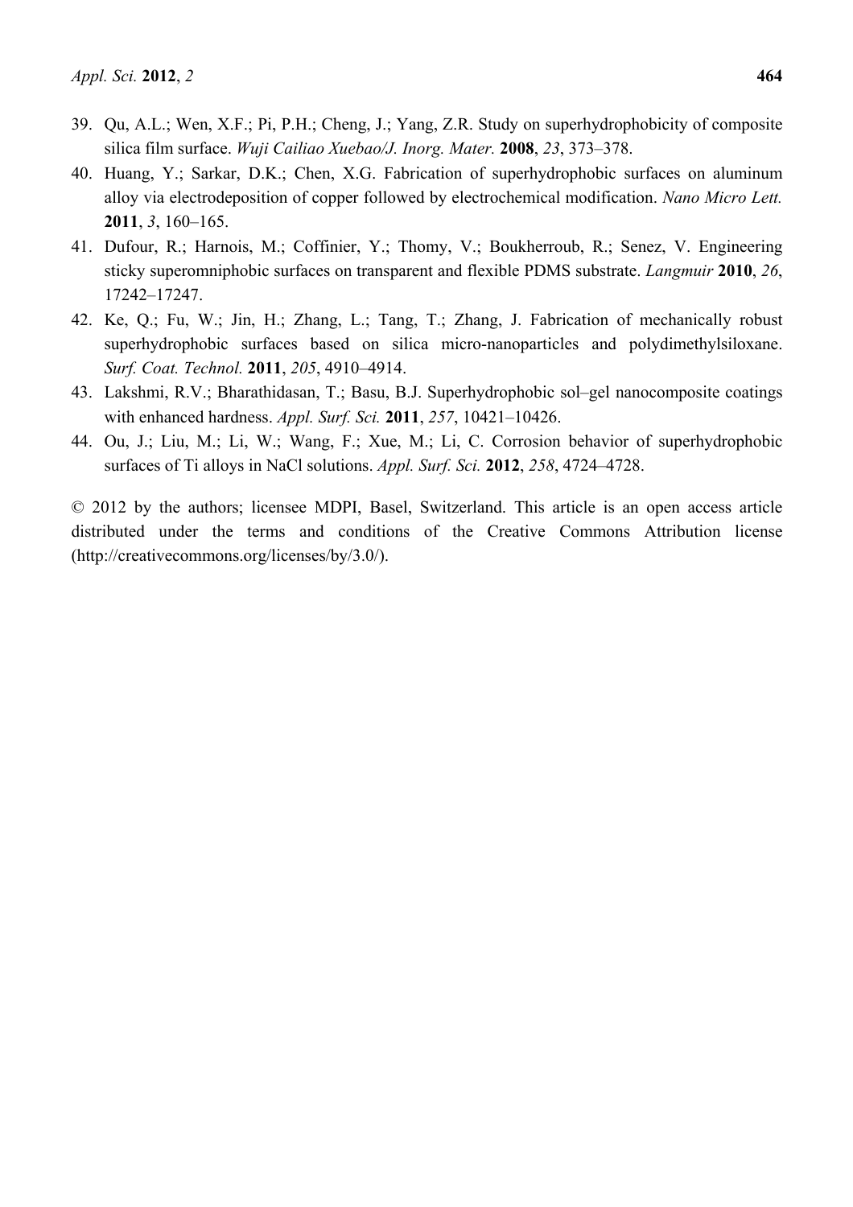39. Qu, A.L.; Wen, X.F.; Pi, P.H.; Cheng, J.; Yang, Z.R. Study on superhydrophobicity of composite silica film surface. *Wuji Cailiao Xuebao/J. Inorg. Mater.* **2008**, *23*, 373–378.
40. Huang, Y.; Sarkar, D.K.; Chen, X.G. Fabrication of superhydrophobic surfaces on aluminum alloy via electrodeposition of copper followed by electrochemical modification. *Nano Micro Lett.* **2011**, *3*, 160–165.
41. Dufour, R.; Harnois, M.; Coffinier, Y.; Thomy, V.; Boukherroub, R.; Senez, V. Engineering sticky superomniphobic surfaces on transparent and flexible PDMS substrate. *Langmuir* **2010**, *26*, 17242–17247.
42. Ke, Q.; Fu, W.; Jin, H.; Zhang, L.; Tang, T.; Zhang, J. Fabrication of mechanically robust superhydrophobic surfaces based on silica micro-nanoparticles and polydimethylsiloxane. *Surf. Coat. Technol.* **2011**, *205*, 4910–4914.
43. Lakshmi, R.V.; Bharathidasan, T.; Basu, B.J. Superhydrophobic sol–gel nanocomposite coatings with enhanced hardness. *Appl. Surf. Sci.* **2011**, *257*, 10421–10426.
44. Ou, J.; Liu, M.; Li, W.; Wang, F.; Xue, M.; Li, C. Corrosion behavior of superhydrophobic surfaces of Ti alloys in NaCl solutions. *Appl. Surf. Sci.* **2012**, *258*, 4724–4728.

© 2012 by the authors; licensee MDPI, Basel, Switzerland. This article is an open access article distributed under the terms and conditions of the Creative Commons Attribution license (http://creativecommons.org/licenses/by/3.0/).